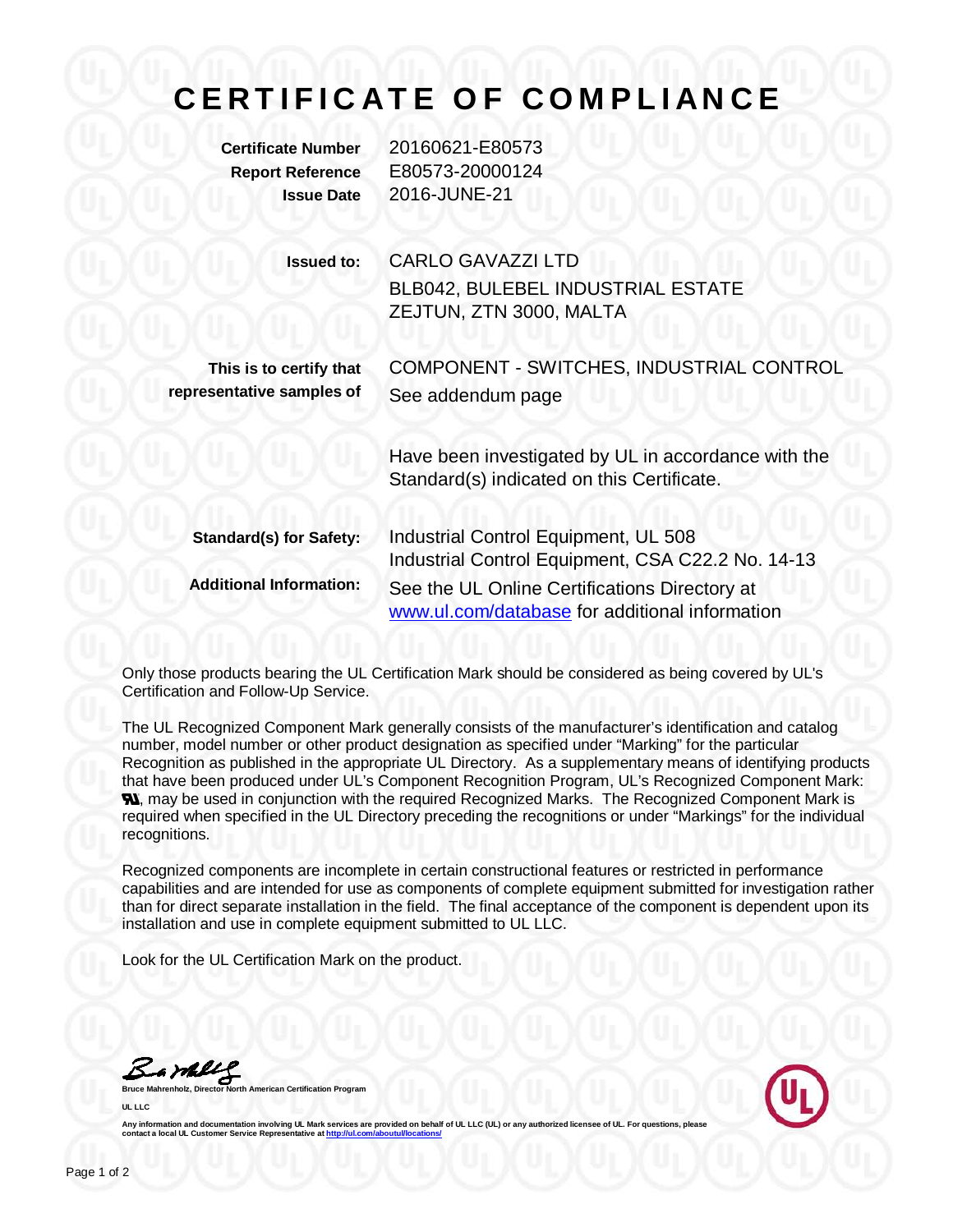# CERTIFICATE OF COMPLIANCE

**Certificate Number** 20160621-E80573
**Report Reference** E80573-20000124
**Issue Date** 2016-JUNE-21

**Issued to:** CARLO GAVAZZI LTD
BLB042, BULEBEL INDUSTRIAL ESTATE
ZEJTUN, ZTN 3000, MALTA

**This is to certify that representative samples of** COMPONENT - SWITCHES, INDUSTRIAL CONTROL
See addendum page

Have been investigated by UL in accordance with the Standard(s) indicated on this Certificate.

**Standard(s) for Safety:** Industrial Control Equipment, UL 508
Industrial Control Equipment, CSA C22.2 No. 14-13

**Additional Information:** See the UL Online Certifications Directory at www.ul.com/database for additional information

Only those products bearing the UL Certification Mark should be considered as being covered by UL's Certification and Follow-Up Service.

The UL Recognized Component Mark generally consists of the manufacturer's identification and catalog number, model number or other product designation as specified under "Marking" for the particular Recognition as published in the appropriate UL Directory. As a supplementary means of identifying products that have been produced under UL's Component Recognition Program, UL's Recognized Component Mark: ꭆ, may be used in conjunction with the required Recognized Marks. The Recognized Component Mark is required when specified in the UL Directory preceding the recognitions or under "Markings" for the individual recognitions.

Recognized components are incomplete in certain constructional features or restricted in performance capabilities and are intended for use as components of complete equipment submitted for investigation rather than for direct separate installation in the field. The final acceptance of the component is dependent upon its installation and use in complete equipment submitted to UL LLC.

Look for the UL Certification Mark on the product.

**Bruce Mahrenholz, Director North American Certification Program**

**UL LLC**

Any information and documentation involving UL Mark services are provided on behalf of UL LLC (UL) or any authorized licensee of UL. For questions, please contact a local UL Customer Service Representative at http://ul.com/aboutul/locations/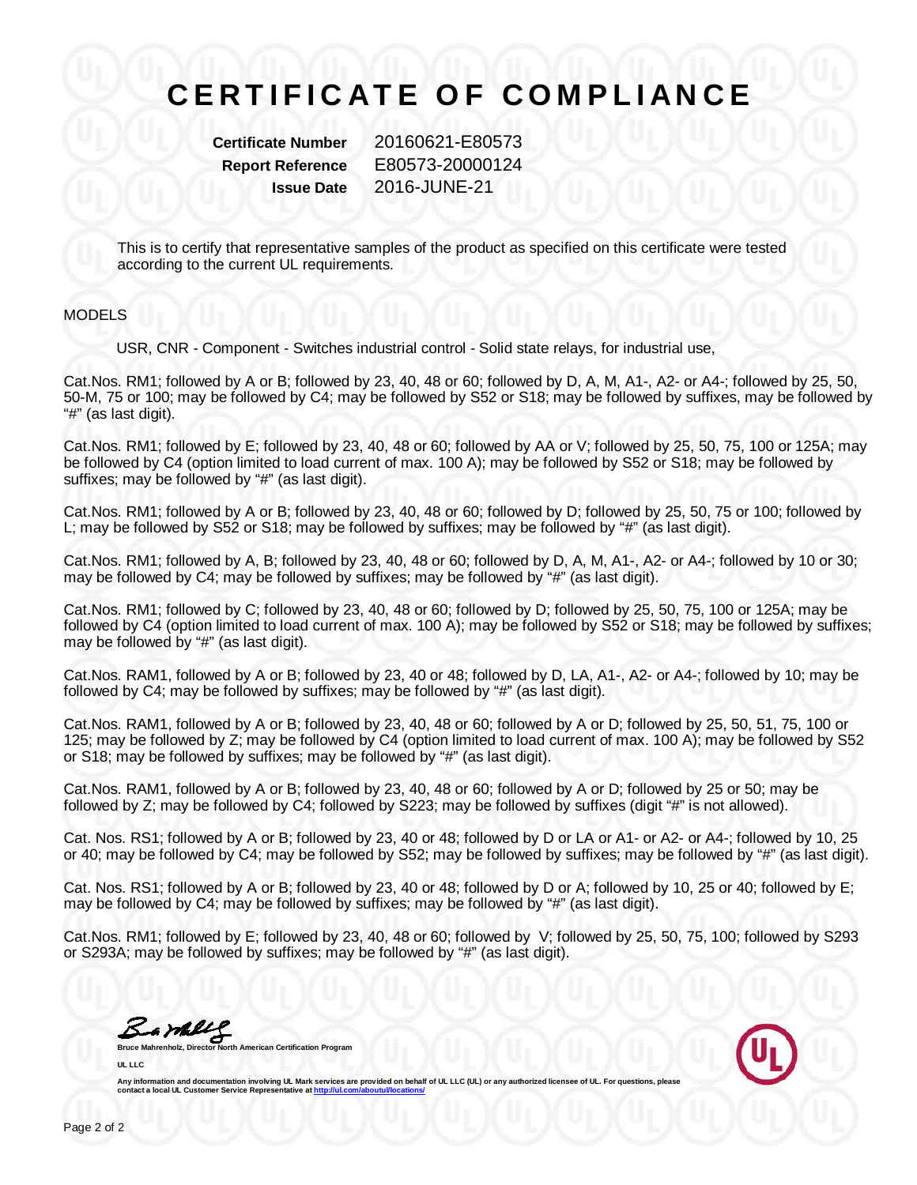# CERTIFICATE OF COMPLIANCE

**Certificate Number** 20160621-E80573
**Report Reference** E80573-20000124
**Issue Date** 2016-JUNE-21

This is to certify that representative samples of the product as specified on this certificate were tested according to the current UL requirements.

MODELS

USR, CNR - Component - Switches industrial control - Solid state relays, for industrial use,

Cat.Nos. RM1; followed by A or B; followed by 23, 40, 48 or 60; followed by D, A, M, A1-, A2- or A4-; followed by 25, 50, 50-M, 75 or 100; may be followed by C4; may be followed by S52 or S18; may be followed by suffixes, may be followed by "#" (as last digit).

Cat.Nos. RM1; followed by E; followed by 23, 40, 48 or 60; followed by AA or V; followed by 25, 50, 75, 100 or 125A; may be followed by C4 (option limited to load current of max. 100 A); may be followed by S52 or S18; may be followed by suffixes; may be followed by "#" (as last digit).

Cat.Nos. RM1; followed by A or B; followed by 23, 40, 48 or 60; followed by D; followed by 25, 50, 75 or 100; followed by L; may be followed by S52 or S18; may be followed by suffixes; may be followed by "#" (as last digit).

Cat.Nos. RM1; followed by A, B; followed by 23, 40, 48 or 60; followed by D, A, M, A1-, A2- or A4-; followed by 10 or 30; may be followed by C4; may be followed by suffixes; may be followed by "#" (as last digit).

Cat.Nos. RM1; followed by C; followed by 23, 40, 48 or 60; followed by D; followed by 25, 50, 75, 100 or 125A; may be followed by C4 (option limited to load current of max. 100 A); may be followed by S52 or S18; may be followed by suffixes; may be followed by "#" (as last digit).

Cat.Nos. RAM1, followed by A or B; followed by 23, 40 or 48; followed by D, LA, A1-, A2- or A4-; followed by 10; may be followed by C4; may be followed by suffixes; may be followed by "#" (as last digit).

Cat.Nos. RAM1, followed by A or B; followed by 23, 40, 48 or 60; followed by A or D; followed by 25, 50, 51, 75, 100 or 125; may be followed by Z; may be followed by C4 (option limited to load current of max. 100 A); may be followed by S52 or S18; may be followed by suffixes; may be followed by "#" (as last digit).

Cat.Nos. RAM1, followed by A or B; followed by 23, 40, 48 or 60; followed by A or D; followed by 25 or 50; may be followed by Z; may be followed by C4; followed by S223; may be followed by suffixes (digit "#" is not allowed).

Cat. Nos. RS1; followed by A or B; followed by 23, 40 or 48; followed by D or LA or A1- or A2- or A4-; followed by 10, 25 or 40; may be followed by C4; may be followed by S52; may be followed by suffixes; may be followed by "#" (as last digit).

Cat. Nos. RS1; followed by A or B; followed by 23, 40 or 48; followed by D or A; followed by 10, 25 or 40; followed by E; may be followed by C4; may be followed by suffixes; may be followed by "#" (as last digit).

Cat.Nos. RM1; followed by E; followed by 23, 40, 48 or 60; followed by V; followed by 25, 50, 75, 100; followed by S293 or S293A; may be followed by suffixes; may be followed by "#" (as last digit).

**Bruce Mahrenholz, Director North American Certification Program**

**UL LLC**

Any information and documentation involving UL Mark services are provided on behalf of UL LLC (UL) or any authorized licensee of UL. For questions, please contact a local UL Customer Service Representative at http://ul.com/aboutul/locations/